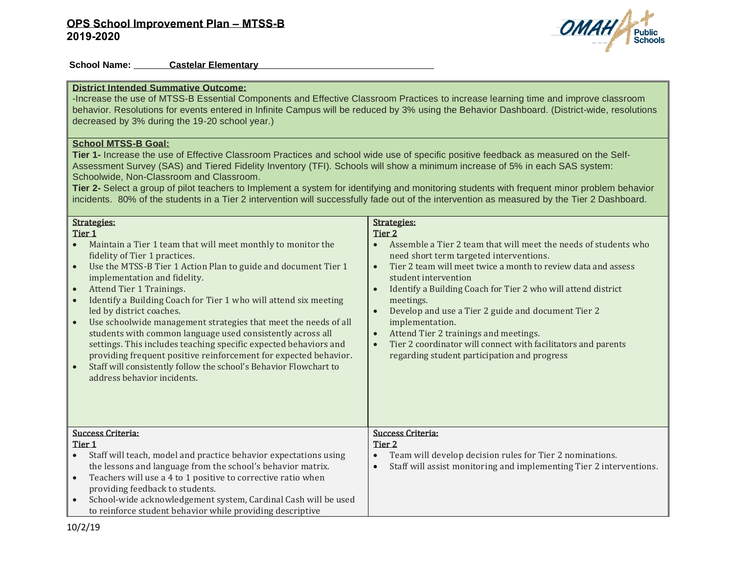# OPS School Improvement Plan – MTSS-B
## 2019-2020

**School Name:** Castelar Elementary

**District Intended Summative Outcome:**

-Increase the use of MTSS-B Essential Components and Effective Classroom Practices to increase learning time and improve classroom behavior. Resolutions for events entered in Infinite Campus will be reduced by 3% using the Behavior Dashboard. (District-wide, resolutions decreased by 3% during the 19-20 school year.)

**School MTSS-B Goal:**

**Tier 1-** Increase the use of Effective Classroom Practices and school wide use of specific positive feedback as measured on the Self-Assessment Survey (SAS) and Tiered Fidelity Inventory (TFI). Schools will show a minimum increase of 5% in each SAS system: Schoolwide, Non-Classroom and Classroom.

**Tier 2-** Select a group of pilot teachers to Implement a system for identifying and monitoring students with frequent minor problem behavior incidents. 80% of the students in a Tier 2 intervention will successfully fade out of the intervention as measured by the Tier 2 Dashboard.

| Strategies: Tier 1 | Strategies: Tier 2 |
|---|---|
| • Maintain a Tier 1 team that will meet monthly to monitor the fidelity of Tier 1 practices.<br>• Use the MTSS-B Tier 1 Action Plan to guide and document Tier 1 implementation and fidelity.<br>• Attend Tier 1 Trainings.<br>• Identify a Building Coach for Tier 1 who will attend six meeting led by district coaches.<br>• Use schoolwide management strategies that meet the needs of all students with common language used consistently across all settings. This includes teaching specific expected behaviors and providing frequent positive reinforcement for expected behavior.<br>• Staff will consistently follow the school's Behavior Flowchart to address behavior incidents. | • Assemble a Tier 2 team that will meet the needs of students who need short term targeted interventions.<br>• Tier 2 team will meet twice a month to review data and assess student intervention<br>• Identify a Building Coach for Tier 2 who will attend district meetings.<br>• Develop and use a Tier 2 guide and document Tier 2 implementation.<br>• Attend Tier 2 trainings and meetings.<br>• Tier 2 coordinator will connect with facilitators and parents regarding student participation and progress |

| Success Criteria: Tier 1 | Success Criteria: Tier 2 |
|---|---|
| • Staff will teach, model and practice behavior expectations using the lessons and language from the school's behavior matrix.<br>• Teachers will use a 4 to 1 positive to corrective ratio when providing feedback to students.<br>• School-wide acknowledgement system, Cardinal Cash will be used to reinforce student behavior while providing descriptive | • Team will develop decision rules for Tier 2 nominations.<br>• Staff will assist monitoring and implementing Tier 2 interventions. |

10/2/19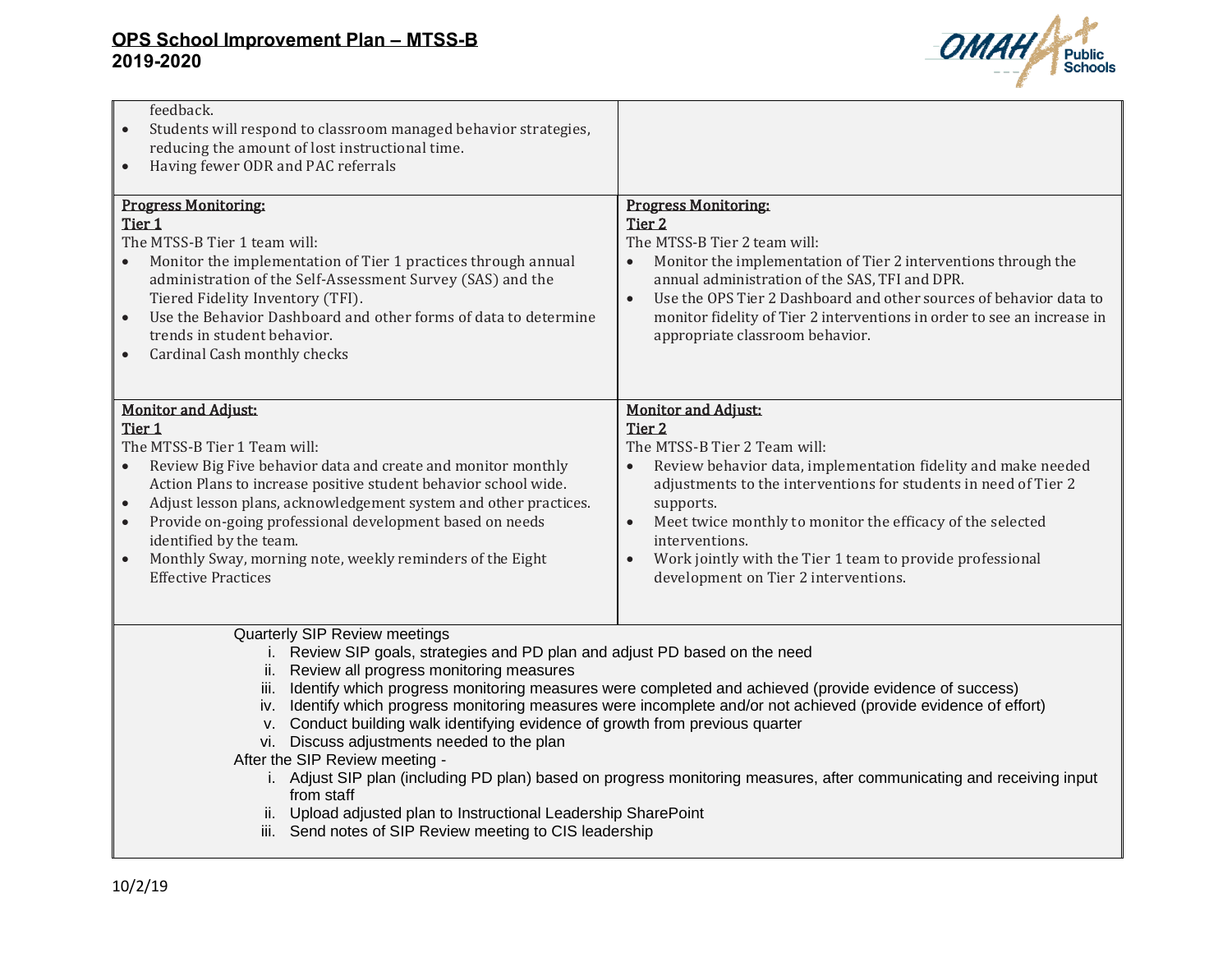| | |
|---|---|
| feedback.<br>• Students will respond to classroom managed behavior strategies, reducing the amount of lost instructional time.<br>• Having fewer ODR and PAC referrals | |
| **Progress Monitoring:**<br>**Tier 1**<br>The MTSS-B Tier 1 team will:<br>• Monitor the implementation of Tier 1 practices through annual administration of the Self-Assessment Survey (SAS) and the Tiered Fidelity Inventory (TFI).<br>• Use the Behavior Dashboard and other forms of data to determine trends in student behavior.<br>• Cardinal Cash monthly checks | **Progress Monitoring:**<br>**Tier 2**<br>The MTSS-B Tier 2 team will:<br>• Monitor the implementation of Tier 2 interventions through the annual administration of the SAS, TFI and DPR.<br>• Use the OPS Tier 2 Dashboard and other sources of behavior data to monitor fidelity of Tier 2 interventions in order to see an increase in appropriate classroom behavior. |
| **Monitor and Adjust:**<br>**Tier 1**<br>The MTSS-B Tier 1 Team will:<br>• Review Big Five behavior data and create and monitor monthly Action Plans to increase positive student behavior school wide.<br>• Adjust lesson plans, acknowledgement system and other practices.<br>• Provide on-going professional development based on needs identified by the team.<br>• Monthly Sway, morning note, weekly reminders of the Eight Effective Practices | **Monitor and Adjust:**<br>**Tier 2**<br>The MTSS-B Tier 2 Team will:<br>• Review behavior data, implementation fidelity and make needed adjustments to the interventions for students in need of Tier 2 supports.<br>• Meet twice monthly to monitor the efficacy of the selected interventions.<br>• Work jointly with the Tier 1 team to provide professional development on Tier 2 interventions. |

Quarterly SIP Review meetings

i. Review SIP goals, strategies and PD plan and adjust PD based on the need
ii. Review all progress monitoring measures
iii. Identify which progress monitoring measures were completed and achieved (provide evidence of success)
iv. Identify which progress monitoring measures were incomplete and/or not achieved (provide evidence of effort)
v. Conduct building walk identifying evidence of growth from previous quarter
vi. Discuss adjustments needed to the plan

After the SIP Review meeting -

i. Adjust SIP plan (including PD plan) based on progress monitoring measures, after communicating and receiving input from staff
ii. Upload adjusted plan to Instructional Leadership SharePoint
iii. Send notes of SIP Review meeting to CIS leadership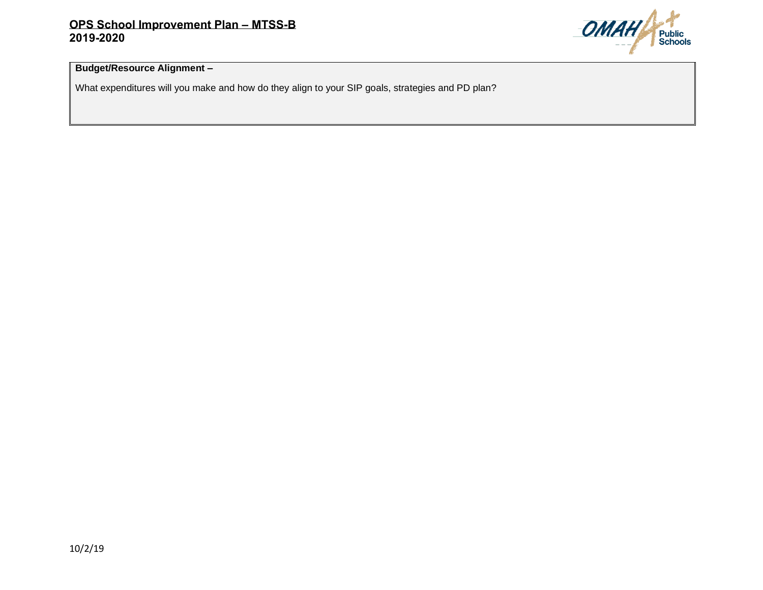**Budget/Resource Alignment –**

What expenditures will you make and how do they align to your SIP goals, strategies and PD plan?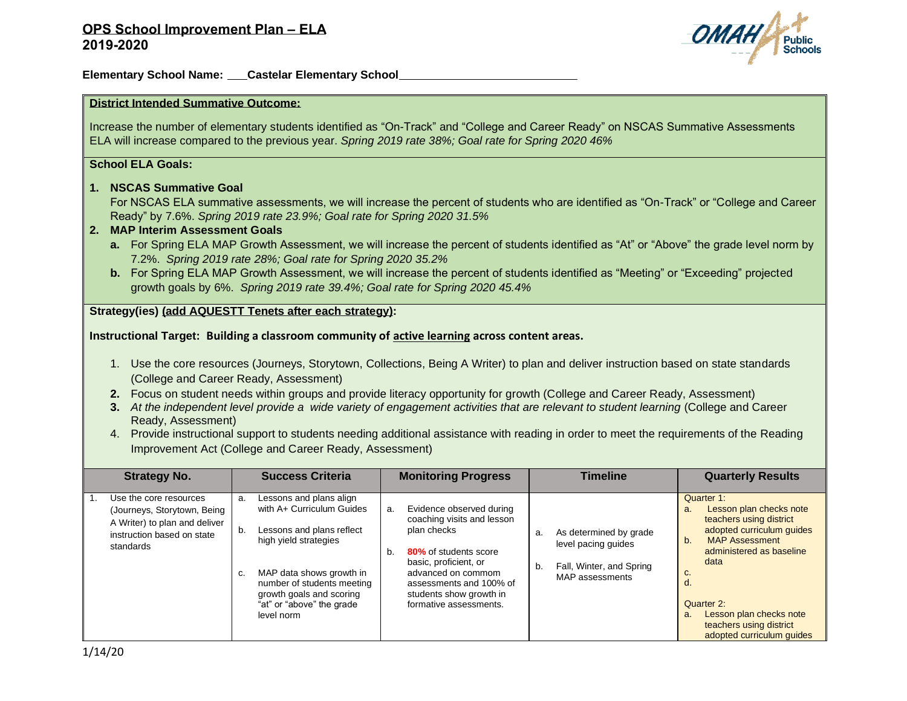# OPS School Improvement Plan – ELA
## 2019-2020

**Elementary School Name:** **Castelar Elementary School**

**District Intended Summative Outcome:**

Increase the number of elementary students identified as "On-Track" and "College and Career Ready" on NSCAS Summative Assessments ELA will increase compared to the previous year. *Spring 2019 rate 38%; Goal rate for Spring 2020 46%*

**School ELA Goals:**

1. **NSCAS Summative Goal**
   For NSCAS ELA summative assessments, we will increase the percent of students who are identified as "On-Track" or "College and Career Ready" by 7.6%. *Spring 2019 rate 23.9%; Goal rate for Spring 2020 31.5%*
2. **MAP Interim Assessment Goals**
   - **a.** For Spring ELA MAP Growth Assessment, we will increase the percent of students identified as "At" or "Above" the grade level norm by 7.2%. *Spring 2019 rate 28%; Goal rate for Spring 2020 35.2%*
   - **b.** For Spring ELA MAP Growth Assessment, we will increase the percent of students identified as "Meeting" or "Exceeding" projected growth goals by 6%. *Spring 2019 rate 39.4%; Goal rate for Spring 2020 45.4%*

**Strategy(ies) (add AQUESTT Tenets after each strategy):**

**Instructional Target: Building a classroom community of active learning across content areas.**

1. Use the core resources (Journeys, Storytown, Collections, Being A Writer) to plan and deliver instruction based on state standards (College and Career Ready, Assessment)
2. Focus on student needs within groups and provide literacy opportunity for growth (College and Career Ready, Assessment)
3. *At the independent level provide a wide variety of engagement activities that are relevant to student learning* (College and Career Ready, Assessment)
4. Provide instructional support to students needing additional assistance with reading in order to meet the requirements of the Reading Improvement Act (College and Career Ready, Assessment)

| Strategy No. | Success Criteria | Monitoring Progress | Timeline | Quarterly Results |
|---|---|---|---|---|
| 1. Use the core resources (Journeys, Storytown, Being A Writer) to plan and deliver instruction based on state standards | a. Lessons and plans align with A+ Curriculum Guides<br>b. Lessons and plans reflect high yield strategies<br>c. MAP data shows growth in number of students meeting growth goals and scoring "at" or "above" the grade level norm | a. Evidence observed during coaching visits and lesson plan checks<br>b. **80%** of students score basic, proficient, or advanced on commom assessments and 100% of students show growth in formative assessments. | a. As determined by grade level pacing guides<br>b. Fall, Winter, and Spring MAP assessments | Quarter 1:<br>a. Lesson plan checks note teachers using district adopted curriculum guides<br>b. MAP Assessment administered as baseline data<br>c.<br>d.<br><br>Quarter 2:<br>a. Lesson plan checks note teachers using district adopted curriculum guides |

1/14/20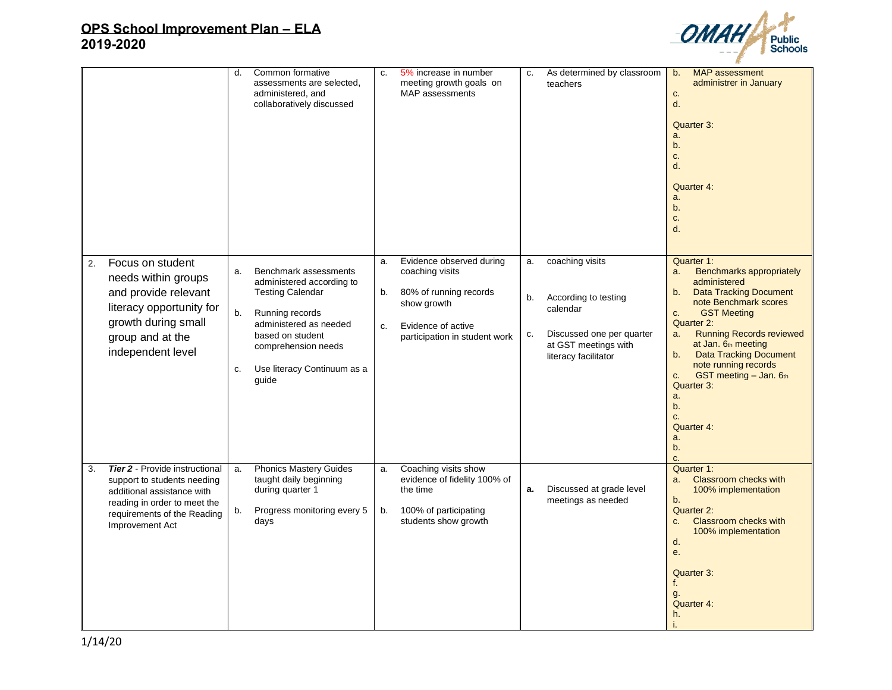# OPS School Improvement Plan – ELA
## 2019-2020

| | | | | |
|---|---|---|---|---|
| | d. Common formative assessments are selected, administered, and collaboratively discussed | c. 5% increase in number meeting growth goals on MAP assessments | c. As determined by classroom teachers | b. MAP assessment administrer in January<br>c.<br>d.<br><br>Quarter 3:<br>a.<br>b.<br>c.<br>d.<br><br>Quarter 4:<br>a.<br>b.<br>c.<br>d. |
| 2. Focus on student needs within groups and provide relevant literacy opportunity for growth during small group and at the independent level | a. Benchmark assessments administered according to Testing Calendar<br><br>b. Running records administered as needed based on student comprehension needs<br><br>c. Use literacy Continuum as a guide | a. Evidence observed during coaching visits<br><br>b. 80% of running records show growth<br><br>c. Evidence of active participation in student work | a. coaching visits<br><br>b. According to testing calendar<br><br>c. Discussed one per quarter at GST meetings with literacy facilitator | Quarter 1:<br>a. Benchmarks appropriately administered<br>b. Data Tracking Document note Benchmark scores<br>c. GST Meeting<br>Quarter 2:<br>a. Running Records reviewed at Jan. 6th meeting<br>b. Data Tracking Document note running records<br>c. GST meeting – Jan. 6th<br>Quarter 3:<br>a.<br>b.<br>c.<br>Quarter 4:<br>a.<br>b.<br>c. |
| 3. ***Tier 2*** - Provide instructional support to students needing additional assistance with reading in order to meet the requirements of the Reading Improvement Act | a. Phonics Mastery Guides taught daily beginning during quarter 1<br><br>b. Progress monitoring every 5 days | a. Coaching visits show evidence of fidelity 100% of the time<br><br>b. 100% of participating students show growth | **a.** Discussed at grade level meetings as needed | Quarter 1:<br>a. Classroom checks with 100% implementation<br>b.<br>Quarter 2:<br>c. Classroom checks with 100% implementation<br>d.<br>e.<br><br>Quarter 3:<br>f.<br>g.<br>Quarter 4:<br>h.<br>i. |

1/14/20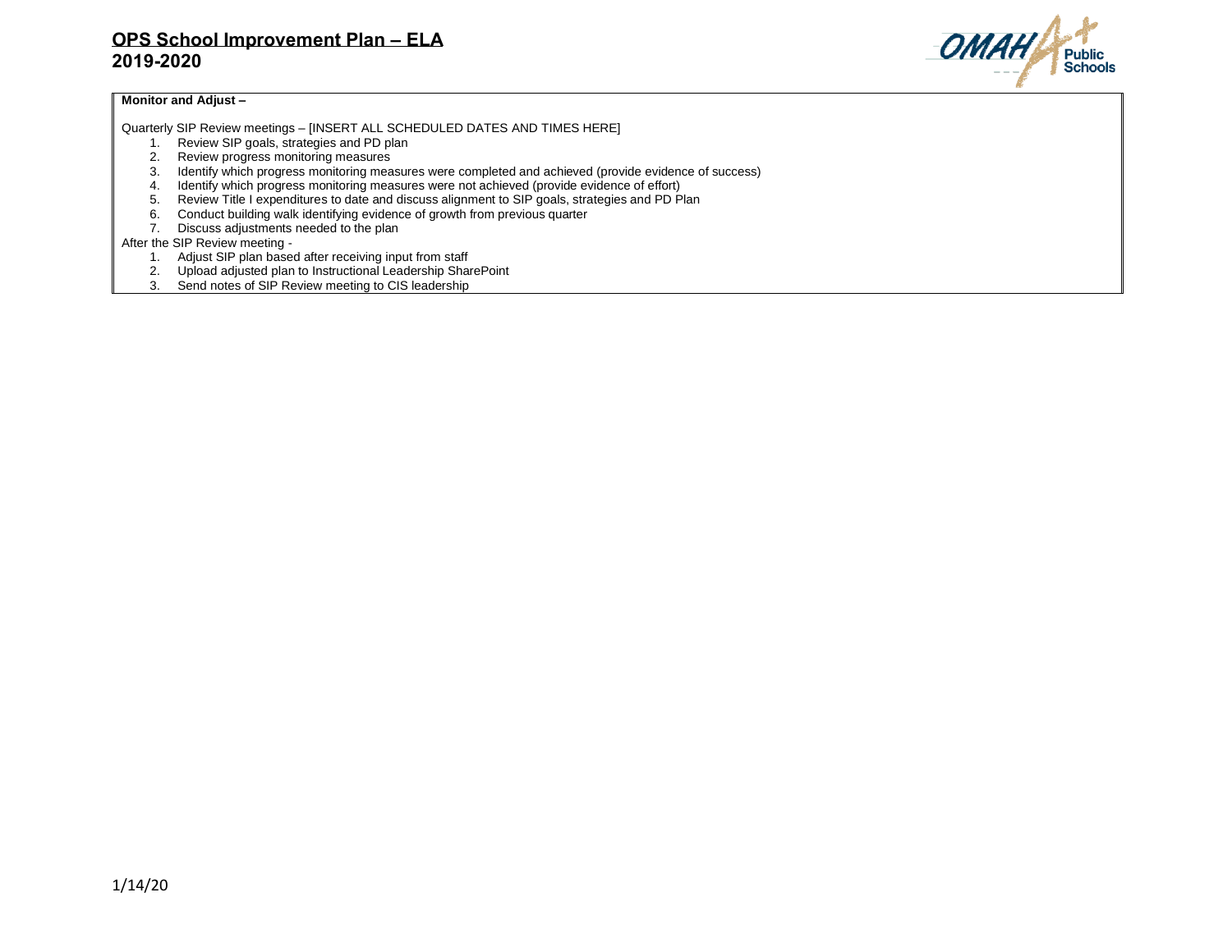**Monitor and Adjust –**

Quarterly SIP Review meetings – [INSERT ALL SCHEDULED DATES AND TIMES HERE]

1. Review SIP goals, strategies and PD plan
2. Review progress monitoring measures
3. Identify which progress monitoring measures were completed and achieved (provide evidence of success)
4. Identify which progress monitoring measures were not achieved (provide evidence of effort)
5. Review Title I expenditures to date and discuss alignment to SIP goals, strategies and PD Plan
6. Conduct building walk identifying evidence of growth from previous quarter
7. Discuss adjustments needed to the plan

After the SIP Review meeting -

1. Adjust SIP plan based after receiving input from staff
2. Upload adjusted plan to Instructional Leadership SharePoint
3. Send notes of SIP Review meeting to CIS leadership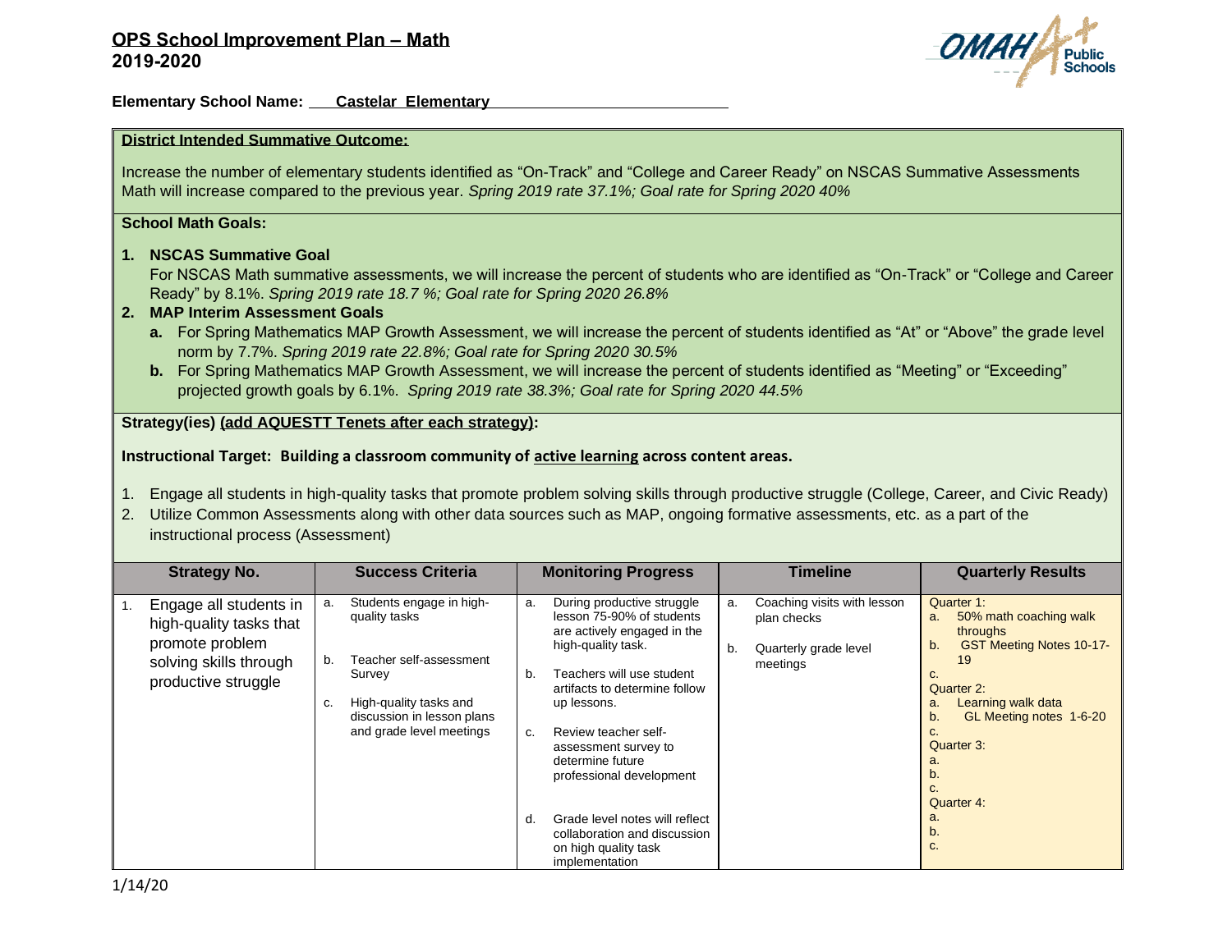## OPS School Improvement Plan – Math
## 2019-2020

**Elementary School Name:** Castelar Elementary

**District Intended Summative Outcome:**

Increase the number of elementary students identified as "On-Track" and "College and Career Ready" on NSCAS Summative Assessments Math will increase compared to the previous year. *Spring 2019 rate 37.1%; Goal rate for Spring 2020 40%*

**School Math Goals:**

1. **NSCAS Summative Goal**
   For NSCAS Math summative assessments, we will increase the percent of students who are identified as "On-Track" or "College and Career Ready" by 8.1%. *Spring 2019 rate 18.7 %; Goal rate for Spring 2020 26.8%*
2. **MAP Interim Assessment Goals**
   - **a.** For Spring Mathematics MAP Growth Assessment, we will increase the percent of students identified as "At" or "Above" the grade level norm by 7.7%. *Spring 2019 rate 22.8%; Goal rate for Spring 2020 30.5%*
   - **b.** For Spring Mathematics MAP Growth Assessment, we will increase the percent of students identified as "Meeting" or "Exceeding" projected growth goals by 6.1%. *Spring 2019 rate 38.3%; Goal rate for Spring 2020 44.5%*

**Strategy(ies) (add AQUESTT Tenets after each strategy):**

**Instructional Target: Building a classroom community of active learning across content areas.**

1. Engage all students in high-quality tasks that promote problem solving skills through productive struggle (College, Career, and Civic Ready)
2. Utilize Common Assessments along with other data sources such as MAP, ongoing formative assessments, etc. as a part of the instructional process (Assessment)

| Strategy No. | Success Criteria | Monitoring Progress | Timeline | Quarterly Results |
|---|---|---|---|---|
| 1. Engage all students in high-quality tasks that promote problem solving skills through productive struggle | a. Students engage in high-quality tasks<br>b. Teacher self-assessment Survey<br>c. High-quality tasks and discussion in lesson plans and grade level meetings | a. During productive struggle lesson 75-90% of students are actively engaged in the high-quality task.<br>b. Teachers will use student artifacts to determine follow up lessons.<br>c. Review teacher self-assessment survey to determine future professional development<br>d. Grade level notes will reflect collaboration and discussion on high quality task implementation | a. Coaching visits with lesson plan checks<br>b. Quarterly grade level meetings | Quarter 1:<br>a. 50% math coaching walk throughs<br>b. GST Meeting Notes 10-17-19<br>c.<br>Quarter 2:<br>a. Learning walk data<br>b. GL Meeting notes 1-6-20<br>c.<br>Quarter 3:<br>a.<br>b.<br>c.<br>Quarter 4:<br>a.<br>b.<br>c. |

1/14/20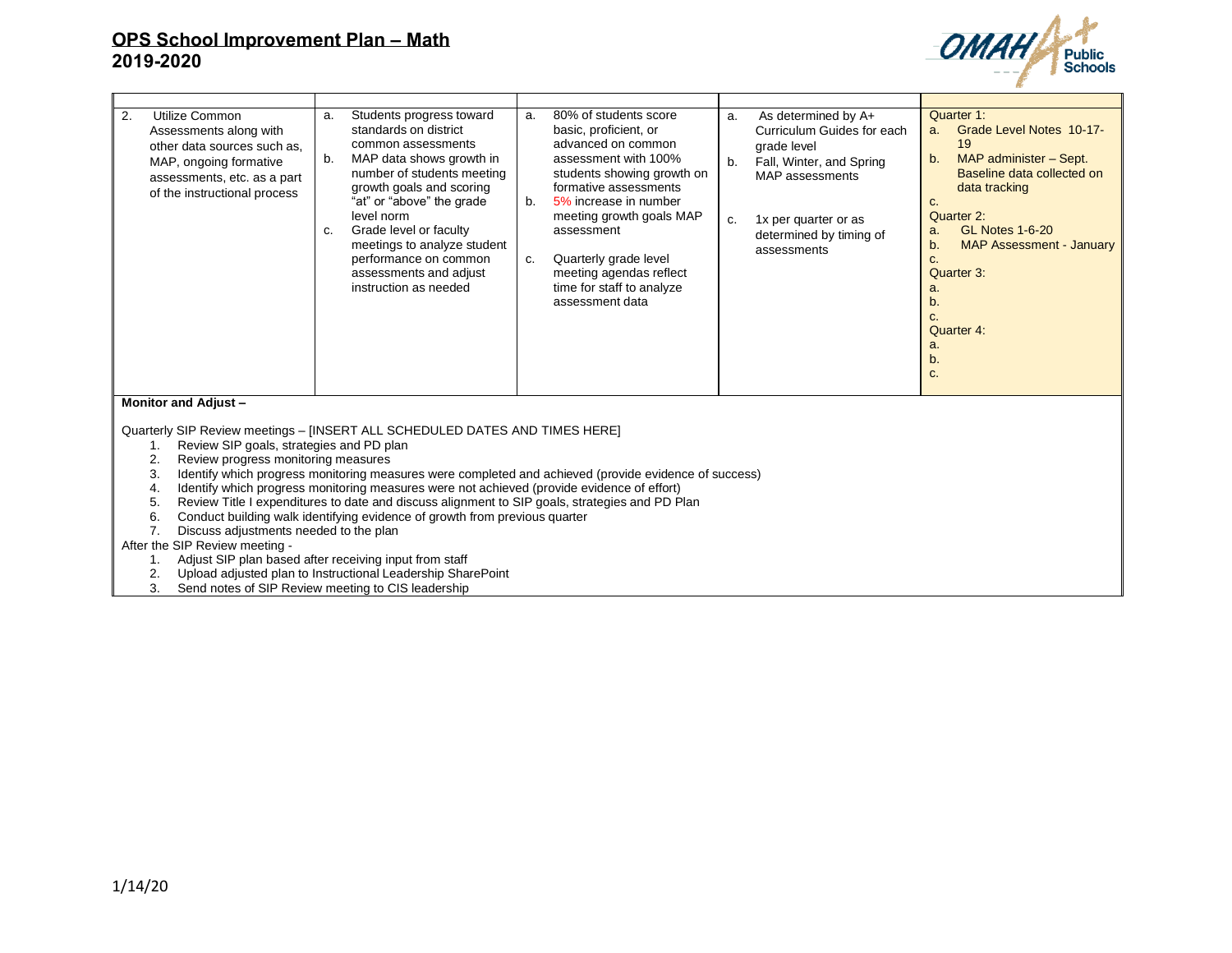## OPS School Improvement Plan – Math
## 2019-2020

| | | | | |
|---|---|---|---|---|
| 2. Utilize Common Assessments along with other data sources such as, MAP, ongoing formative assessments, etc. as a part of the instructional process | a. Students progress toward standards on district common assessments<br>b. MAP data shows growth in number of students meeting growth goals and scoring "at" or "above" the grade level norm<br>c. Grade level or faculty meetings to analyze student performance on common assessments and adjust instruction as needed | a. 80% of students score basic, proficient, or advanced on common assessment with 100% students showing growth on formative assessments<br>b. 5% increase in number meeting growth goals MAP assessment<br>c. Quarterly grade level meeting agendas reflect time for staff to analyze assessment data | a. As determined by A+ Curriculum Guides for each grade level<br>b. Fall, Winter, and Spring MAP assessments<br>c. 1x per quarter or as determined by timing of assessments | Quarter 1:<br>a. Grade Level Notes 10-17-19<br>b. MAP administer – Sept. Baseline data collected on data tracking<br>c.<br>Quarter 2:<br>a. GL Notes 1-6-20<br>b. MAP Assessment - January<br>c.<br>Quarter 3:<br>a.<br>b.<br>c.<br>Quarter 4:<br>a.<br>b.<br>c. |

**Monitor and Adjust –**

Quarterly SIP Review meetings – [INSERT ALL SCHEDULED DATES AND TIMES HERE]

1. Review SIP goals, strategies and PD plan
2. Review progress monitoring measures
3. Identify which progress monitoring measures were completed and achieved (provide evidence of success)
4. Identify which progress monitoring measures were not achieved (provide evidence of effort)
5. Review Title I expenditures to date and discuss alignment to SIP goals, strategies and PD Plan
6. Conduct building walk identifying evidence of growth from previous quarter
7. Discuss adjustments needed to the plan

After the SIP Review meeting -

1. Adjust SIP plan based after receiving input from staff
2. Upload adjusted plan to Instructional Leadership SharePoint
3. Send notes of SIP Review meeting to CIS leadership

1/14/20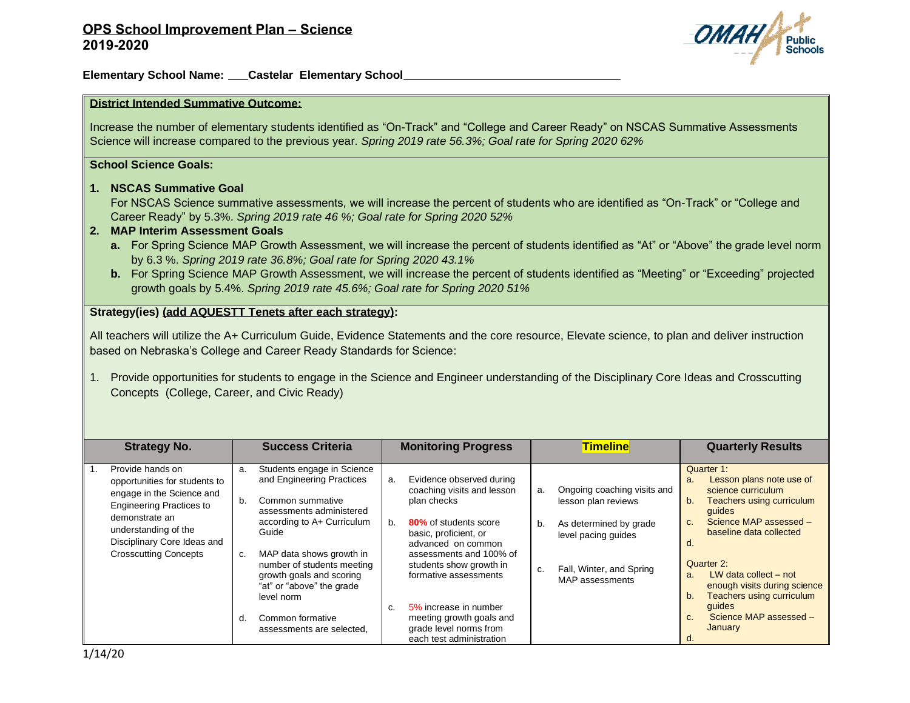## OPS School Improvement Plan – Science
## 2019-2020

**Elementary School Name: Castelar Elementary School**

**District Intended Summative Outcome:**

Increase the number of elementary students identified as "On-Track" and "College and Career Ready" on NSCAS Summative Assessments Science will increase compared to the previous year. *Spring 2019 rate 56.3%; Goal rate for Spring 2020 62%*

**School Science Goals:**

1. **NSCAS Summative Goal**
   For NSCAS Science summative assessments, we will increase the percent of students who are identified as "On-Track" or "College and Career Ready" by 5.3%. *Spring 2019 rate 46 %; Goal rate for Spring 2020 52%*
2. **MAP Interim Assessment Goals**
   a. For Spring Science MAP Growth Assessment, we will increase the percent of students identified as "At" or "Above" the grade level norm by 6.3 %. *Spring 2019 rate 36.8%; Goal rate for Spring 2020 43.1%*
   b. For Spring Science MAP Growth Assessment, we will increase the percent of students identified as "Meeting" or "Exceeding" projected growth goals by 5.4%. *Spring 2019 rate 45.6%; Goal rate for Spring 2020 51%*

**Strategy(ies) (add AQUESTT Tenets after each strategy):**

All teachers will utilize the A+ Curriculum Guide, Evidence Statements and the core resource, Elevate science, to plan and deliver instruction based on Nebraska's College and Career Ready Standards for Science:

1. Provide opportunities for students to engage in the Science and Engineer understanding of the Disciplinary Core Ideas and Crosscutting Concepts (College, Career, and Civic Ready)

| Strategy No. | Success Criteria | Monitoring Progress | Timeline | Quarterly Results |
|---|---|---|---|---|
| 1. Provide hands on opportunities for students to engage in the Science and Engineering Practices to demonstrate an understanding of the Disciplinary Core Ideas and Crosscutting Concepts | a. Students engage in Science and Engineering Practices<br>b. Common summative assessments administered according to A+ Curriculum Guide<br>c. MAP data shows growth in number of students meeting growth goals and scoring "at" or "above" the grade level norm<br>d. Common formative assessments are selected, | a. Evidence observed during coaching visits and lesson plan checks<br>b. 80% of students score basic, proficient, or advanced on common assessments and 100% of students show growth in formative assessments<br>c. 5% increase in number meeting growth goals and grade level norms from each test administration | a. Ongoing coaching visits and lesson plan reviews<br>b. As determined by grade level pacing guides<br>c. Fall, Winter, and Spring MAP assessments | Quarter 1:<br>a. Lesson plans note use of science curriculum<br>b. Teachers using curriculum guides<br>c. Science MAP assessed – baseline data collected<br>d.<br><br>Quarter 2:<br>a. LW data collect – not enough visits during science<br>b. Teachers using curriculum guides<br>c. Science MAP assessed – January<br>d. |

1/14/20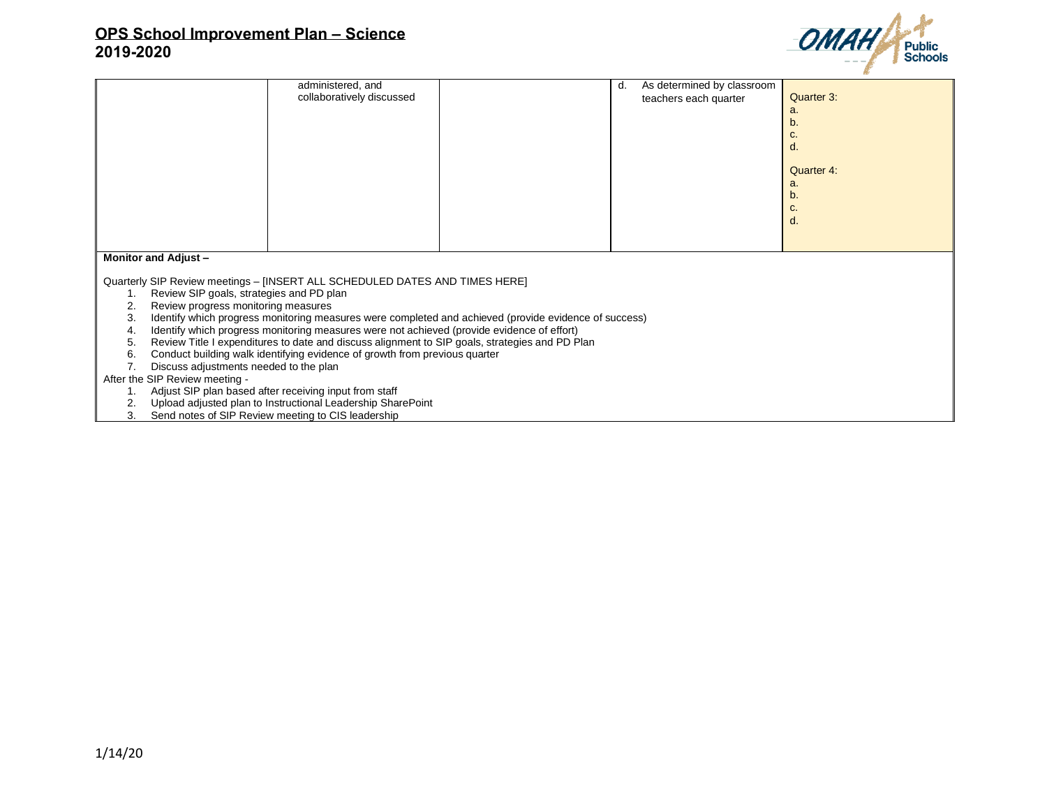| | | | | |
|---|---|---|---|---|
| | administered, and collaboratively discussed | | d. As determined by classroom teachers each quarter | Quarter 3:<br>a.<br>b.<br>c.<br>d.<br><br>Quarter 4:<br>a.<br>b.<br>c.<br>d. |

**Monitor and Adjust –**

Quarterly SIP Review meetings – [INSERT ALL SCHEDULED DATES AND TIMES HERE]

1. Review SIP goals, strategies and PD plan
2. Review progress monitoring measures
3. Identify which progress monitoring measures were completed and achieved (provide evidence of success)
4. Identify which progress monitoring measures were not achieved (provide evidence of effort)
5. Review Title I expenditures to date and discuss alignment to SIP goals, strategies and PD Plan
6. Conduct building walk identifying evidence of growth from previous quarter
7. Discuss adjustments needed to the plan

After the SIP Review meeting -

1. Adjust SIP plan based after receiving input from staff
2. Upload adjusted plan to Instructional Leadership SharePoint
3. Send notes of SIP Review meeting to CIS leadership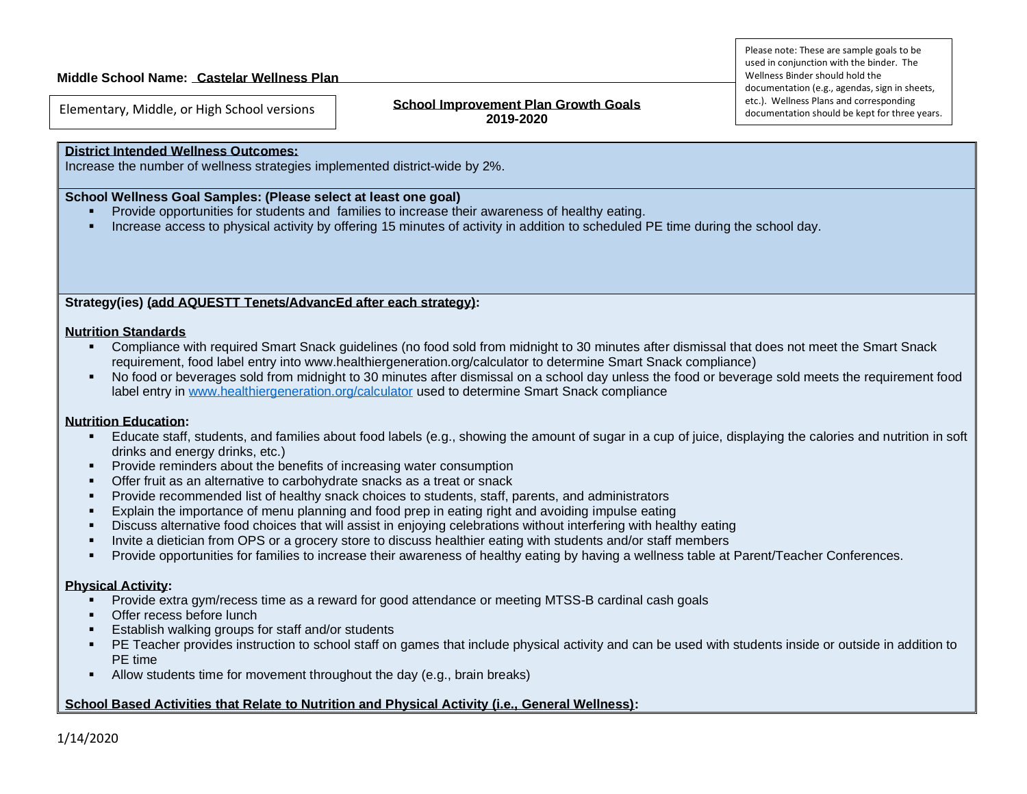**Middle School Name: Castelar Wellness Plan**

Elementary, Middle, or High School versions

**School Improvement Plan Growth Goals**
**2019-2020**

Please note: These are sample goals to be used in conjunction with the binder. The Wellness Binder should hold the documentation (e.g., agendas, sign in sheets, etc.). Wellness Plans and corresponding documentation should be kept for three years.

**District Intended Wellness Outcomes:**
Increase the number of wellness strategies implemented district-wide by 2%.

**School Wellness Goal Samples: (Please select at least one goal)**

- Provide opportunities for students and families to increase their awareness of healthy eating.
- Increase access to physical activity by offering 15 minutes of activity in addition to scheduled PE time during the school day.

**Strategy(ies) (add AQUESTT Tenets/AdvancEd after each strategy):**

**Nutrition Standards**

- Compliance with required Smart Snack guidelines (no food sold from midnight to 30 minutes after dismissal that does not meet the Smart Snack requirement, food label entry into www.healthiergeneration.org/calculator to determine Smart Snack compliance)
- No food or beverages sold from midnight to 30 minutes after dismissal on a school day unless the food or beverage sold meets the requirement food label entry in www.healthiergeneration.org/calculator used to determine Smart Snack compliance

**Nutrition Education:**

- Educate staff, students, and families about food labels (e.g., showing the amount of sugar in a cup of juice, displaying the calories and nutrition in soft drinks and energy drinks, etc.)
- Provide reminders about the benefits of increasing water consumption
- Offer fruit as an alternative to carbohydrate snacks as a treat or snack
- Provide recommended list of healthy snack choices to students, staff, parents, and administrators
- Explain the importance of menu planning and food prep in eating right and avoiding impulse eating
- Discuss alternative food choices that will assist in enjoying celebrations without interfering with healthy eating
- Invite a dietician from OPS or a grocery store to discuss healthier eating with students and/or staff members
- Provide opportunities for families to increase their awareness of healthy eating by having a wellness table at Parent/Teacher Conferences.

**Physical Activity:**

- Provide extra gym/recess time as a reward for good attendance or meeting MTSS-B cardinal cash goals
- Offer recess before lunch
- Establish walking groups for staff and/or students
- PE Teacher provides instruction to school staff on games that include physical activity and can be used with students inside or outside in addition to PE time
- Allow students time for movement throughout the day (e.g., brain breaks)

**School Based Activities that Relate to Nutrition and Physical Activity (i.e., General Wellness):**

1/14/2020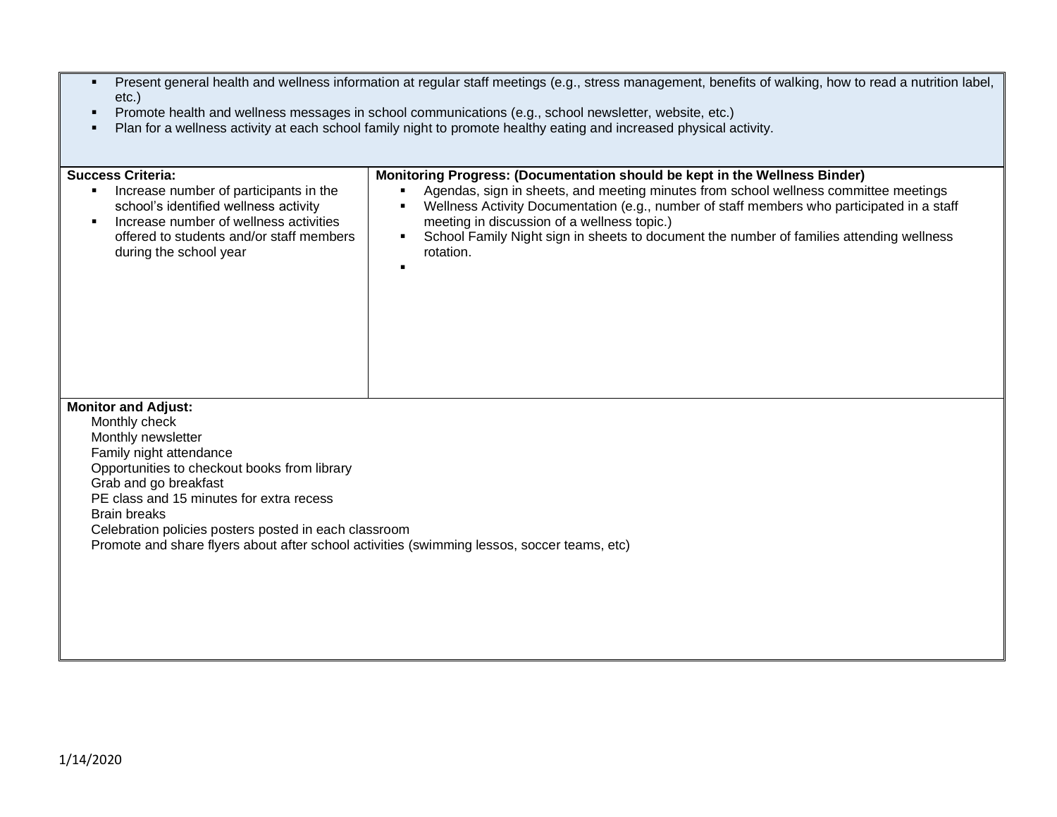- Present general health and wellness information at regular staff meetings (e.g., stress management, benefits of walking, how to read a nutrition label, etc.)
- Promote health and wellness messages in school communications (e.g., school newsletter, website, etc.)
- Plan for a wellness activity at each school family night to promote healthy eating and increased physical activity.

| Success Criteria: | Monitoring Progress: (Documentation should be kept in the Wellness Binder) |
|---|---|
| • Increase number of participants in the school's identified wellness activity<br>• Increase number of wellness activities offered to students and/or staff members during the school year | • Agendas, sign in sheets, and meeting minutes from school wellness committee meetings<br>• Wellness Activity Documentation (e.g., number of staff members who participated in a staff meeting in discussion of a wellness topic.)<br>• School Family Night sign in sheets to document the number of families attending wellness rotation.<br>• |

**Monitor and Adjust:**

Monthly check
Monthly newsletter
Family night attendance
Opportunities to checkout books from library
Grab and go breakfast
PE class and 15 minutes for extra recess
Brain breaks
Celebration policies posters posted in each classroom
Promote and share flyers about after school activities (swimming lessos, soccer teams, etc)

1/14/2020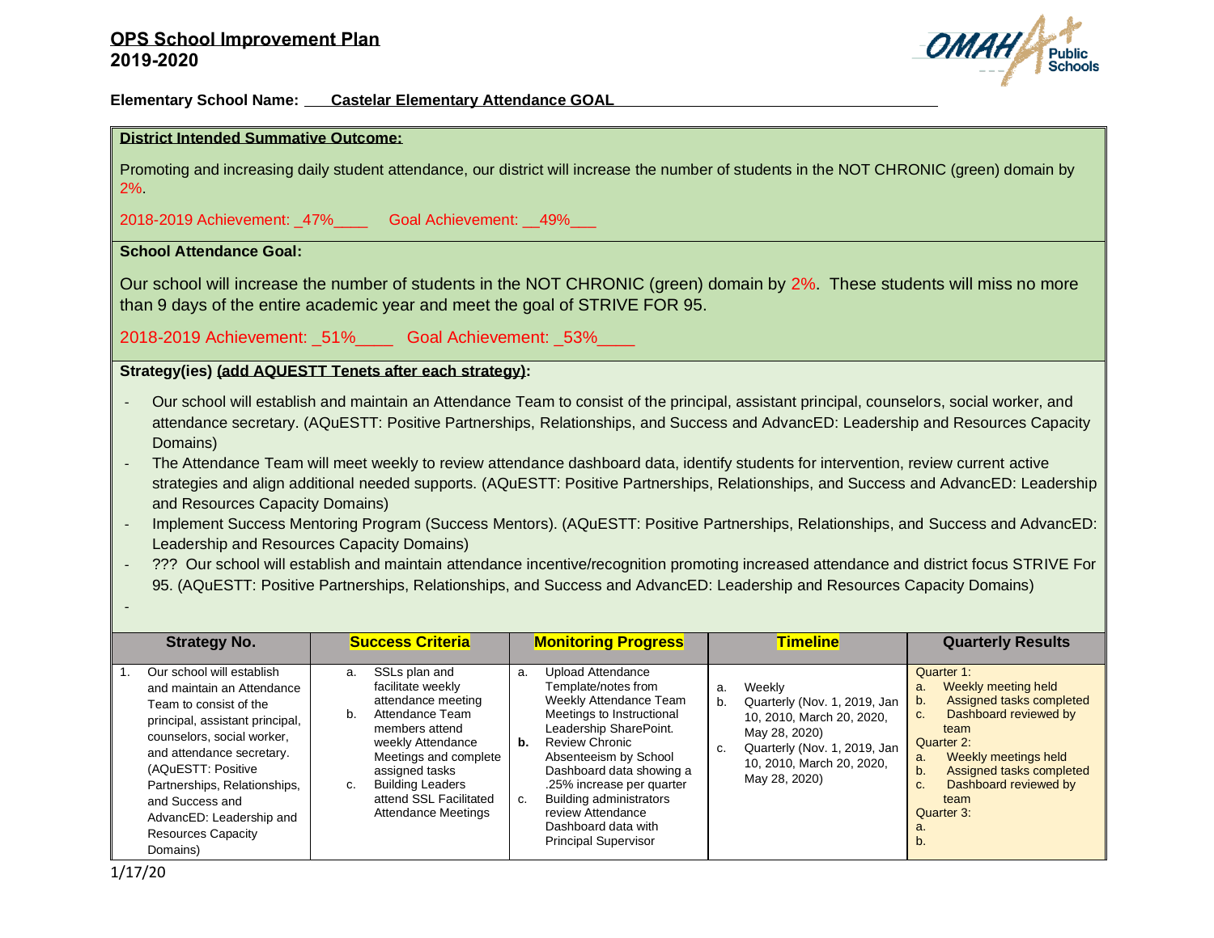**OPS School Improvement Plan**
**2019-2020**

**Elementary School Name:** Castelar Elementary Attendance GOAL

**District Intended Summative Outcome:**

Promoting and increasing daily student attendance, our district will increase the number of students in the NOT CHRONIC (green) domain by 2%.

2018-2019 Achievement: _47%____ Goal Achievement: __49%___

**School Attendance Goal:**

Our school will increase the number of students in the NOT CHRONIC (green) domain by 2%. These students will miss no more than 9 days of the entire academic year and meet the goal of STRIVE FOR 95.

2018-2019 Achievement: _51%____ Goal Achievement: _53%____

**Strategy(ies) (add AQUESTT Tenets after each strategy):**

- Our school will establish and maintain an Attendance Team to consist of the principal, assistant principal, counselors, social worker, and attendance secretary. (AQuESTT: Positive Partnerships, Relationships, and Success and AdvancED: Leadership and Resources Capacity Domains)
- The Attendance Team will meet weekly to review attendance dashboard data, identify students for intervention, review current active strategies and align additional needed supports. (AQuESTT: Positive Partnerships, Relationships, and Success and AdvancED: Leadership and Resources Capacity Domains)
- Implement Success Mentoring Program (Success Mentors). (AQuESTT: Positive Partnerships, Relationships, and Success and AdvancED: Leadership and Resources Capacity Domains)
- ??? Our school will establish and maintain attendance incentive/recognition promoting increased attendance and district focus STRIVE For 95. (AQuESTT: Positive Partnerships, Relationships, and Success and AdvancED: Leadership and Resources Capacity Domains)
-

| Strategy No. | Success Criteria | Monitoring Progress | Timeline | Quarterly Results |
|---|---|---|---|---|
| 1. Our school will establish and maintain an Attendance Team to consist of the principal, assistant principal, counselors, social worker, and attendance secretary. (AQuESTT: Positive Partnerships, Relationships, and Success and AdvancED: Leadership and Resources Capacity Domains) | a. SSLs plan and facilitate weekly attendance meeting<br>b. Attendance Team members attend weekly Attendance Meetings and complete assigned tasks<br>c. Building Leaders attend SSL Facilitated Attendance Meetings | a. Upload Attendance Template/notes from Weekly Attendance Team Meetings to Instructional Leadership SharePoint.<br>**b.** Review Chronic Absenteeism by School Dashboard data showing a .25% increase per quarter<br>c. Building administrators review Attendance Dashboard data with Principal Supervisor | a. Weekly<br>b. Quarterly (Nov. 1, 2019, Jan 10, 2010, March 20, 2020, May 28, 2020)<br>c. Quarterly (Nov. 1, 2019, Jan 10, 2010, March 20, 2020, May 28, 2020) | Quarter 1:<br>a. Weekly meeting held<br>b. Assigned tasks completed<br>c. Dashboard reviewed by team<br>Quarter 2:<br>a. Weekly meetings held<br>b. Assigned tasks completed<br>c. Dashboard reviewed by team<br>Quarter 3:<br>a.<br>b. |

1/17/20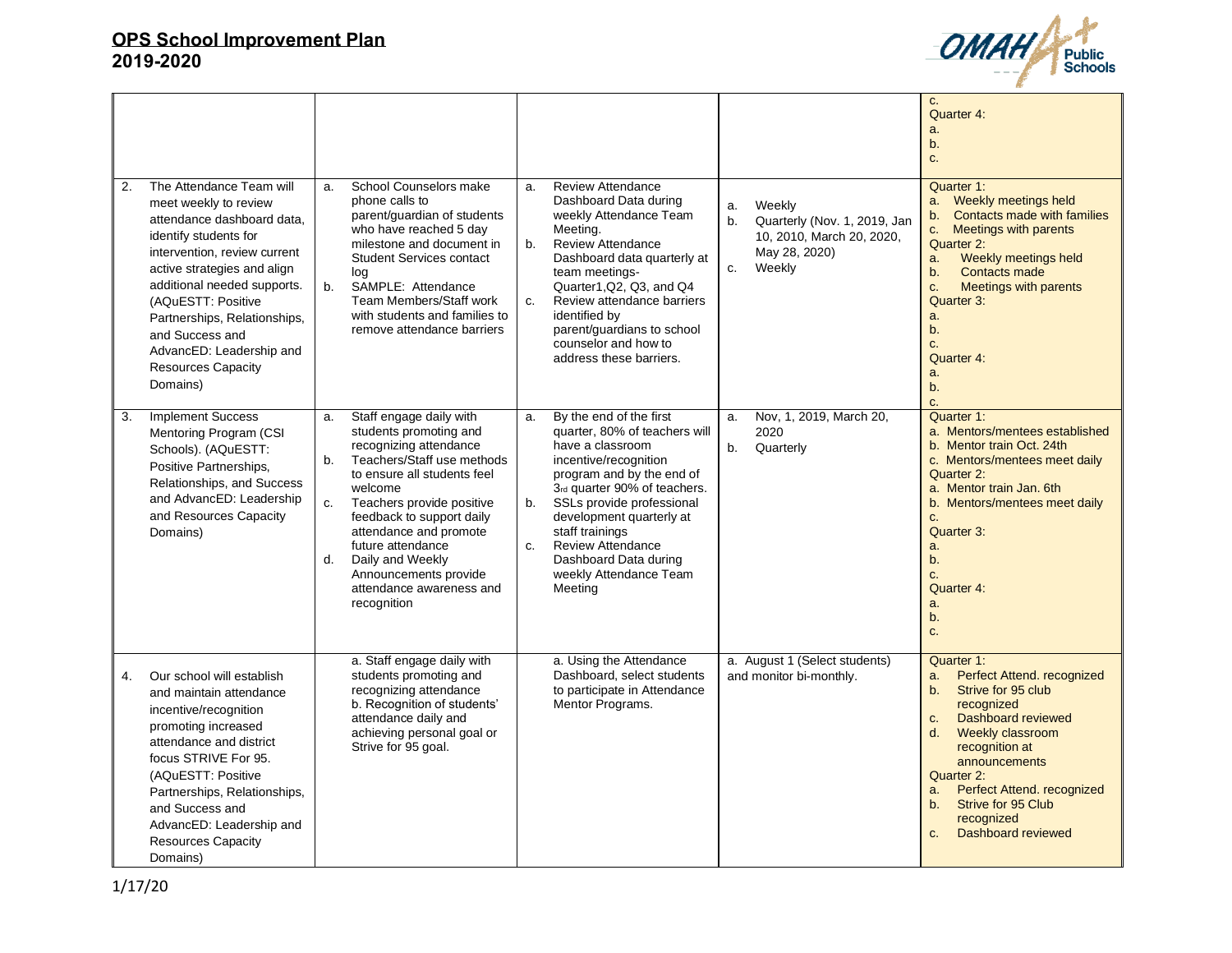| | | | | |
|---|---|---|---|---|
| | | | | c.<br>Quarter 4:<br>a.<br>b.<br>c. |
| 2. The Attendance Team will meet weekly to review attendance dashboard data, identify students for intervention, review current active strategies and align additional needed supports. (AQuESTT: Positive Partnerships, Relationships, and Success and AdvancED: Leadership and Resources Capacity Domains) | a. School Counselors make phone calls to parent/guardian of students who have reached 5 day milestone and document in Student Services contact log<br>b. SAMPLE: Attendance Team Members/Staff work with students and families to remove attendance barriers | a. Review Attendance Dashboard Data during weekly Attendance Team Meeting.<br>b. Review Attendance Dashboard data quarterly at team meetings- Quarter1,Q2, Q3, and Q4<br>c. Review attendance barriers identified by parent/guardians to school counselor and how to address these barriers. | a. Weekly<br>b. Quarterly (Nov. 1, 2019, Jan 10, 2010, March 20, 2020, May 28, 2020)<br>c. Weekly | Quarter 1:<br>a. Weekly meetings held<br>b. Contacts made with families<br>c. Meetings with parents<br>Quarter 2:<br>a. Weekly meetings held<br>b. Contacts made<br>c. Meetings with parents<br>Quarter 3:<br>a.<br>b.<br>c.<br>Quarter 4:<br>a.<br>b.<br>c. |
| 3. Implement Success Mentoring Program (CSI Schools). (AQuESTT: Positive Partnerships, Relationships, and Success and AdvancED: Leadership and Resources Capacity Domains) | a. Staff engage daily with students promoting and recognizing attendance<br>b. Teachers/Staff use methods to ensure all students feel welcome<br>c. Teachers provide positive feedback to support daily attendance and promote future attendance<br>d. Daily and Weekly Announcements provide attendance awareness and recognition | a. By the end of the first quarter, 80% of teachers will have a classroom incentive/recognition program and by the end of 3rd quarter 90% of teachers.<br>b. SSLs provide professional development quarterly at staff trainings<br>c. Review Attendance Dashboard Data during weekly Attendance Team Meeting | a. Nov, 1, 2019, March 20, 2020<br>b. Quarterly | Quarter 1:<br>a. Mentors/mentees established<br>b. Mentor train Oct. 24th<br>c. Mentors/mentees meet daily<br>Quarter 2:<br>a. Mentor train Jan. 6th<br>b. Mentors/mentees meet daily<br>c.<br>Quarter 3:<br>a.<br>b.<br>c.<br>Quarter 4:<br>a.<br>b.<br>c. |
| 4. Our school will establish and maintain attendance incentive/recognition promoting increased attendance and district focus STRIVE For 95. (AQuESTT: Positive Partnerships, Relationships, and Success and AdvancED: Leadership and Resources Capacity Domains) | a. Staff engage daily with students promoting and recognizing attendance<br>b. Recognition of students' attendance daily and achieving personal goal or Strive for 95 goal. | a. Using the Attendance Dashboard, select students to participate in Attendance Mentor Programs. | a. August 1 (Select students) and monitor bi-monthly. | Quarter 1:<br>a. Perfect Attend. recognized<br>b. Strive for 95 club recognized<br>c. Dashboard reviewed<br>d. Weekly classroom recognition at announcements<br>Quarter 2:<br>a. Perfect Attend. recognized<br>b. Strive for 95 Club recognized<br>c. Dashboard reviewed |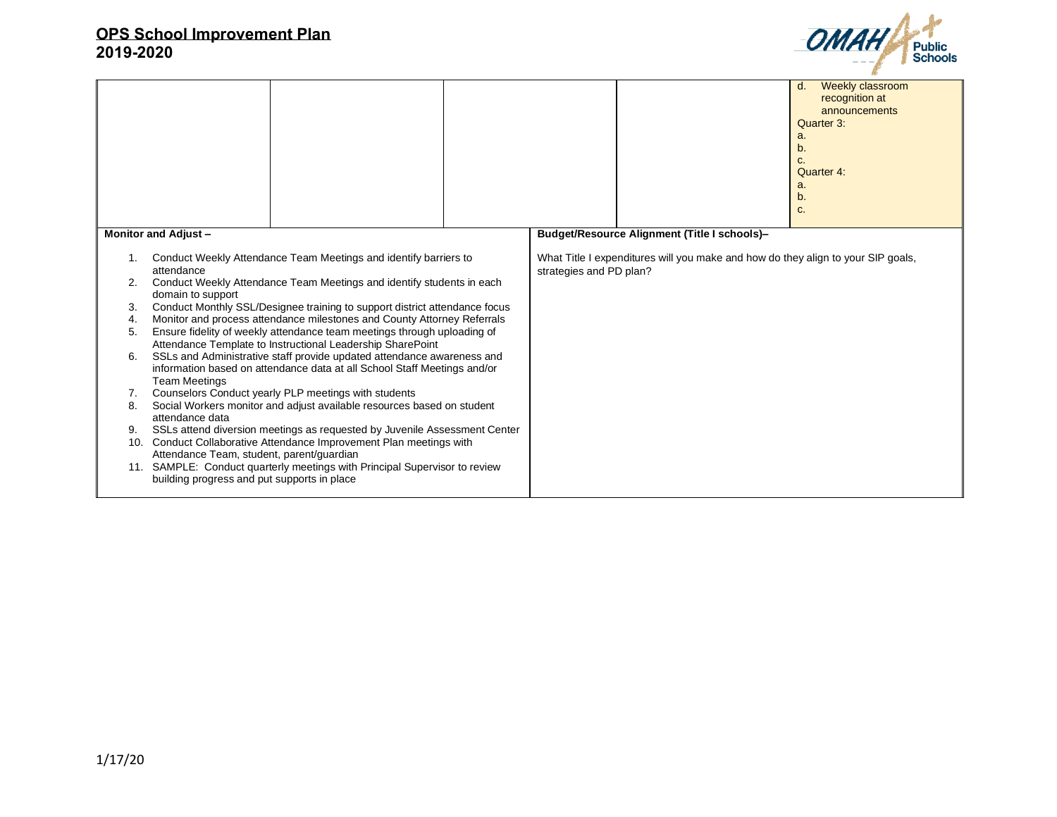| | | | | |
|---|---|---|---|---|
| | | | | d. Weekly classroom recognition at announcements<br>Quarter 3:<br>a.<br>b.<br>c.<br>Quarter 4:<br>a.<br>b.<br>c. |

**Monitor and Adjust –**

1. Conduct Weekly Attendance Team Meetings and identify barriers to attendance
2. Conduct Weekly Attendance Team Meetings and identify students in each domain to support
3. Conduct Monthly SSL/Designee training to support district attendance focus
4. Monitor and process attendance milestones and County Attorney Referrals
5. Ensure fidelity of weekly attendance team meetings through uploading of Attendance Template to Instructional Leadership SharePoint
6. SSLs and Administrative staff provide updated attendance awareness and information based on attendance data at all School Staff Meetings and/or Team Meetings
7. Counselors Conduct yearly PLP meetings with students
8. Social Workers monitor and adjust available resources based on student attendance data
9. SSLs attend diversion meetings as requested by Juvenile Assessment Center
10. Conduct Collaborative Attendance Improvement Plan meetings with Attendance Team, student, parent/guardian
11. SAMPLE: Conduct quarterly meetings with Principal Supervisor to review building progress and put supports in place

**Budget/Resource Alignment (Title I schools)–**

What Title I expenditures will you make and how do they align to your SIP goals, strategies and PD plan?